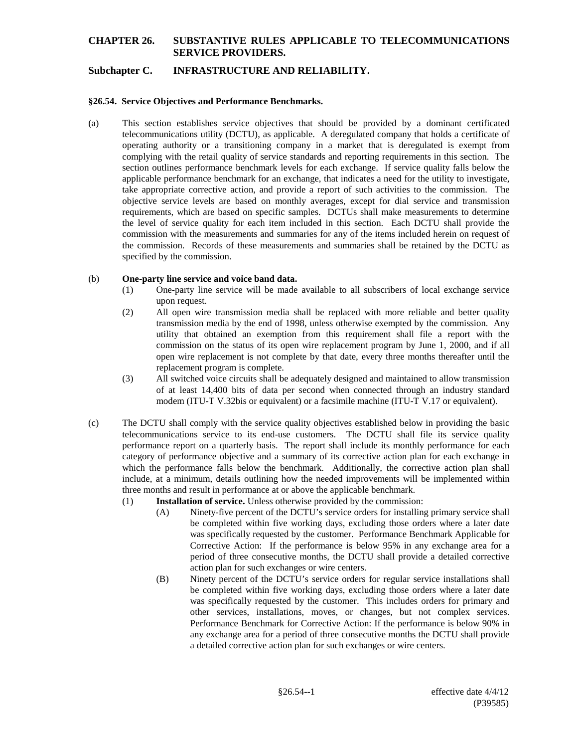# CHAPTER 26. SUBSTANTIVE RULES APPLICABLE TO TELECOMMUNICATIONS SERVICE PROVIDERS.

## Subchapter C. INFRASTRUCTURE AND RELIABILITY.

### §26.54. Service Objectives and Performance Benchmarks.

(a) This section establishes service objectives that should be provided by a dominant certificated telecommunications utility (DCTU), as applicable. A deregulated company that holds a certificate of operating authority or a transitioning company in a market that is deregulated is exempt from complying with the retail quality of service standards and reporting requirements in this section. The section outlines performance benchmark levels for each exchange. If service quality falls below the applicable performance benchmark for an exchange, that indicates a need for the utility to investigate, take appropriate corrective action, and provide a report of such activities to the commission. The objective service levels are based on monthly averages, except for dial service and transmission requirements, which are based on specific samples. DCTUs shall make measurements to determine the level of service quality for each item included in this section. Each DCTU shall provide the commission with the measurements and summaries for any of the items included herein on request of the commission. Records of these measurements and summaries shall be retained by the DCTU as specified by the commission.

(b) **One-party line service and voice band data.**

(1) One-party line service will be made available to all subscribers of local exchange service upon request.

(2) All open wire transmission media shall be replaced with more reliable and better quality transmission media by the end of 1998, unless otherwise exempted by the commission. Any utility that obtained an exemption from this requirement shall file a report with the commission on the status of its open wire replacement program by June 1, 2000, and if all open wire replacement is not complete by that date, every three months thereafter until the replacement program is complete.

(3) All switched voice circuits shall be adequately designed and maintained to allow transmission of at least 14,400 bits of data per second when connected through an industry standard modem (ITU-T V.32bis or equivalent) or a facsimile machine (ITU-T V.17 or equivalent).

(c) The DCTU shall comply with the service quality objectives established below in providing the basic telecommunications service to its end-use customers. The DCTU shall file its service quality performance report on a quarterly basis. The report shall include its monthly performance for each category of performance objective and a summary of its corrective action plan for each exchange in which the performance falls below the benchmark. Additionally, the corrective action plan shall include, at a minimum, details outlining how the needed improvements will be implemented within three months and result in performance at or above the applicable benchmark.

(1) **Installation of service.** Unless otherwise provided by the commission:

(A) Ninety-five percent of the DCTU's service orders for installing primary service shall be completed within five working days, excluding those orders where a later date was specifically requested by the customer. Performance Benchmark Applicable for Corrective Action: If the performance is below 95% in any exchange area for a period of three consecutive months, the DCTU shall provide a detailed corrective action plan for such exchanges or wire centers.

(B) Ninety percent of the DCTU's service orders for regular service installations shall be completed within five working days, excluding those orders where a later date was specifically requested by the customer. This includes orders for primary and other services, installations, moves, or changes, but not complex services. Performance Benchmark for Corrective Action: If the performance is below 90% in any exchange area for a period of three consecutive months the DCTU shall provide a detailed corrective action plan for such exchanges or wire centers.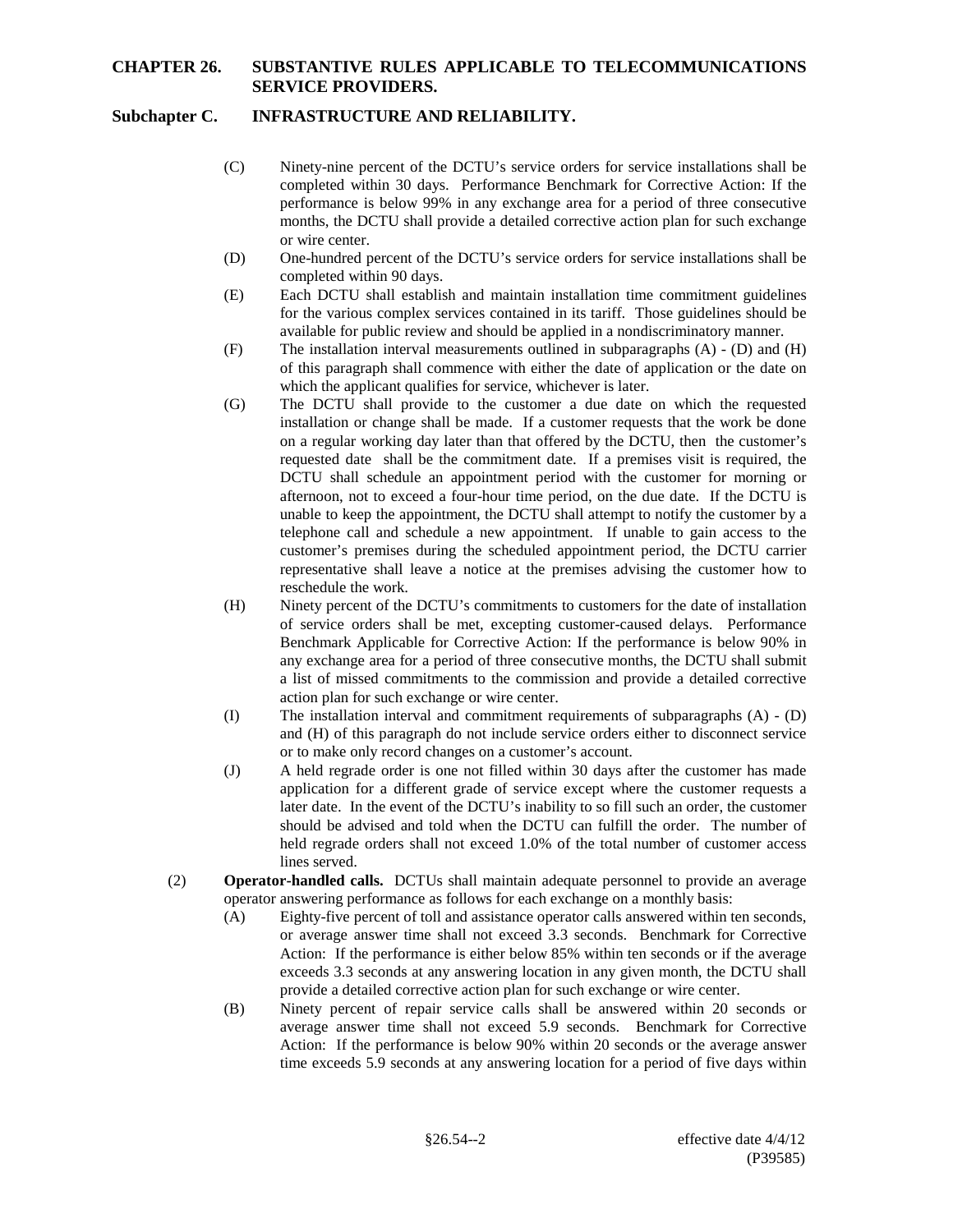(C) Ninety-nine percent of the DCTU's service orders for service installations shall be completed within 30 days. Performance Benchmark for Corrective Action: If the performance is below 99% in any exchange area for a period of three consecutive months, the DCTU shall provide a detailed corrective action plan for such exchange or wire center.

(D) One-hundred percent of the DCTU's service orders for service installations shall be completed within 90 days.

(E) Each DCTU shall establish and maintain installation time commitment guidelines for the various complex services contained in its tariff. Those guidelines should be available for public review and should be applied in a nondiscriminatory manner.

(F) The installation interval measurements outlined in subparagraphs (A) - (D) and (H) of this paragraph shall commence with either the date of application or the date on which the applicant qualifies for service, whichever is later.

(G) The DCTU shall provide to the customer a due date on which the requested installation or change shall be made. If a customer requests that the work be done on a regular working day later than that offered by the DCTU, then the customer's requested date shall be the commitment date. If a premises visit is required, the DCTU shall schedule an appointment period with the customer for morning or afternoon, not to exceed a four-hour time period, on the due date. If the DCTU is unable to keep the appointment, the DCTU shall attempt to notify the customer by a telephone call and schedule a new appointment. If unable to gain access to the customer's premises during the scheduled appointment period, the DCTU carrier representative shall leave a notice at the premises advising the customer how to reschedule the work.

(H) Ninety percent of the DCTU's commitments to customers for the date of installation of service orders shall be met, excepting customer-caused delays. Performance Benchmark Applicable for Corrective Action: If the performance is below 90% in any exchange area for a period of three consecutive months, the DCTU shall submit a list of missed commitments to the commission and provide a detailed corrective action plan for such exchange or wire center.

(I) The installation interval and commitment requirements of subparagraphs (A) - (D) and (H) of this paragraph do not include service orders either to disconnect service or to make only record changes on a customer's account.

(J) A held regrade order is one not filled within 30 days after the customer has made application for a different grade of service except where the customer requests a later date. In the event of the DCTU's inability to so fill such an order, the customer should be advised and told when the DCTU can fulfill the order. The number of held regrade orders shall not exceed 1.0% of the total number of customer access lines served.

(2) **Operator-handled calls.** DCTUs shall maintain adequate personnel to provide an average operator answering performance as follows for each exchange on a monthly basis:

(A) Eighty-five percent of toll and assistance operator calls answered within ten seconds, or average answer time shall not exceed 3.3 seconds. Benchmark for Corrective Action: If the performance is either below 85% within ten seconds or if the average exceeds 3.3 seconds at any answering location in any given month, the DCTU shall provide a detailed corrective action plan for such exchange or wire center.

(B) Ninety percent of repair service calls shall be answered within 20 seconds or average answer time shall not exceed 5.9 seconds. Benchmark for Corrective Action: If the performance is below 90% within 20 seconds or the average answer time exceeds 5.9 seconds at any answering location for a period of five days within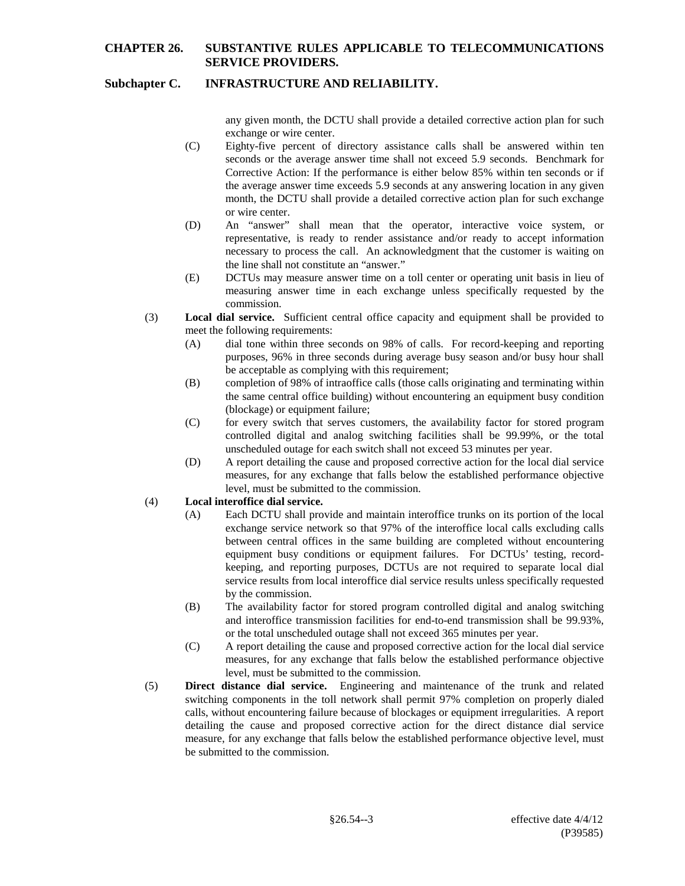any given month, the DCTU shall provide a detailed corrective action plan for such exchange or wire center.

(C) Eighty-five percent of directory assistance calls shall be answered within ten seconds or the average answer time shall not exceed 5.9 seconds. Benchmark for Corrective Action: If the performance is either below 85% within ten seconds or if the average answer time exceeds 5.9 seconds at any answering location in any given month, the DCTU shall provide a detailed corrective action plan for such exchange or wire center.

(D) An "answer" shall mean that the operator, interactive voice system, or representative, is ready to render assistance and/or ready to accept information necessary to process the call. An acknowledgment that the customer is waiting on the line shall not constitute an "answer."

(E) DCTUs may measure answer time on a toll center or operating unit basis in lieu of measuring answer time in each exchange unless specifically requested by the commission.

(3) **Local dial service.** Sufficient central office capacity and equipment shall be provided to meet the following requirements:

(A) dial tone within three seconds on 98% of calls. For record-keeping and reporting purposes, 96% in three seconds during average busy season and/or busy hour shall be acceptable as complying with this requirement;

(B) completion of 98% of intraoffice calls (those calls originating and terminating within the same central office building) without encountering an equipment busy condition (blockage) or equipment failure;

(C) for every switch that serves customers, the availability factor for stored program controlled digital and analog switching facilities shall be 99.99%, or the total unscheduled outage for each switch shall not exceed 53 minutes per year.

(D) A report detailing the cause and proposed corrective action for the local dial service measures, for any exchange that falls below the established performance objective level, must be submitted to the commission.

(4) **Local interoffice dial service.**

(A) Each DCTU shall provide and maintain interoffice trunks on its portion of the local exchange service network so that 97% of the interoffice local calls excluding calls between central offices in the same building are completed without encountering equipment busy conditions or equipment failures. For DCTUs' testing, record-keeping, and reporting purposes, DCTUs are not required to separate local dial service results from local interoffice dial service results unless specifically requested by the commission.

(B) The availability factor for stored program controlled digital and analog switching and interoffice transmission facilities for end-to-end transmission shall be 99.93%, or the total unscheduled outage shall not exceed 365 minutes per year.

(C) A report detailing the cause and proposed corrective action for the local dial service measures, for any exchange that falls below the established performance objective level, must be submitted to the commission.

(5) **Direct distance dial service.** Engineering and maintenance of the trunk and related switching components in the toll network shall permit 97% completion on properly dialed calls, without encountering failure because of blockages or equipment irregularities. A report detailing the cause and proposed corrective action for the direct distance dial service measure, for any exchange that falls below the established performance objective level, must be submitted to the commission.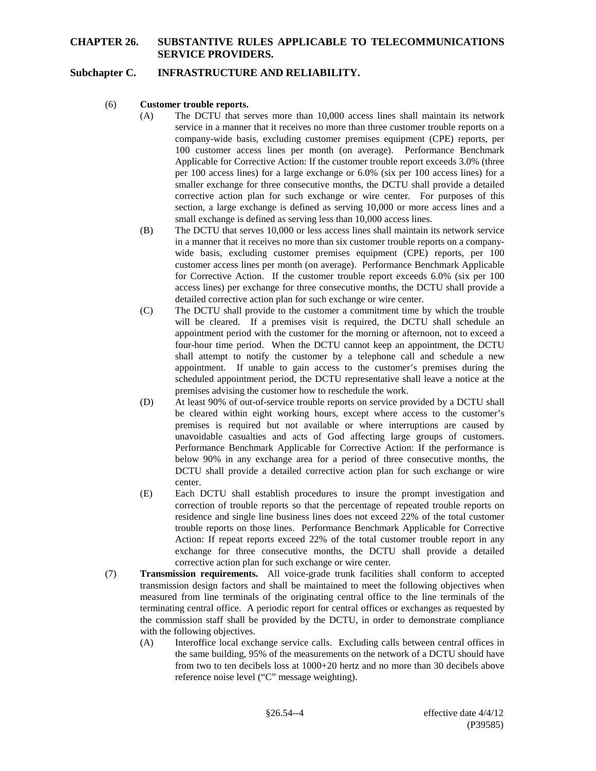**CHAPTER 26. SUBSTANTIVE RULES APPLICABLE TO TELECOMMUNICATIONS SERVICE PROVIDERS.**

**Subchapter C. INFRASTRUCTURE AND RELIABILITY.**

(6) **Customer trouble reports.**

(A) The DCTU that serves more than 10,000 access lines shall maintain its network service in a manner that it receives no more than three customer trouble reports on a company-wide basis, excluding customer premises equipment (CPE) reports, per 100 customer access lines per month (on average). Performance Benchmark Applicable for Corrective Action: If the customer trouble report exceeds 3.0% (three per 100 access lines) for a large exchange or 6.0% (six per 100 access lines) for a smaller exchange for three consecutive months, the DCTU shall provide a detailed corrective action plan for such exchange or wire center. For purposes of this section, a large exchange is defined as serving 10,000 or more access lines and a small exchange is defined as serving less than 10,000 access lines.

(B) The DCTU that serves 10,000 or less access lines shall maintain its network service in a manner that it receives no more than six customer trouble reports on a company-wide basis, excluding customer premises equipment (CPE) reports, per 100 customer access lines per month (on average). Performance Benchmark Applicable for Corrective Action. If the customer trouble report exceeds 6.0% (six per 100 access lines) per exchange for three consecutive months, the DCTU shall provide a detailed corrective action plan for such exchange or wire center.

(C) The DCTU shall provide to the customer a commitment time by which the trouble will be cleared. If a premises visit is required, the DCTU shall schedule an appointment period with the customer for the morning or afternoon, not to exceed a four-hour time period. When the DCTU cannot keep an appointment, the DCTU shall attempt to notify the customer by a telephone call and schedule a new appointment. If unable to gain access to the customer's premises during the scheduled appointment period, the DCTU representative shall leave a notice at the premises advising the customer how to reschedule the work.

(D) At least 90% of out-of-service trouble reports on service provided by a DCTU shall be cleared within eight working hours, except where access to the customer's premises is required but not available or where interruptions are caused by unavoidable casualties and acts of God affecting large groups of customers. Performance Benchmark Applicable for Corrective Action: If the performance is below 90% in any exchange area for a period of three consecutive months, the DCTU shall provide a detailed corrective action plan for such exchange or wire center.

(E) Each DCTU shall establish procedures to insure the prompt investigation and correction of trouble reports so that the percentage of repeated trouble reports on residence and single line business lines does not exceed 22% of the total customer trouble reports on those lines. Performance Benchmark Applicable for Corrective Action: If repeat reports exceed 22% of the total customer trouble report in any exchange for three consecutive months, the DCTU shall provide a detailed corrective action plan for such exchange or wire center.

(7) **Transmission requirements.** All voice-grade trunk facilities shall conform to accepted transmission design factors and shall be maintained to meet the following objectives when measured from line terminals of the originating central office to the line terminals of the terminating central office. A periodic report for central offices or exchanges as requested by the commission staff shall be provided by the DCTU, in order to demonstrate compliance with the following objectives.

(A) Interoffice local exchange service calls. Excluding calls between central offices in the same building, 95% of the measurements on the network of a DCTU should have from two to ten decibels loss at 1000+20 hertz and no more than 30 decibels above reference noise level ("C" message weighting).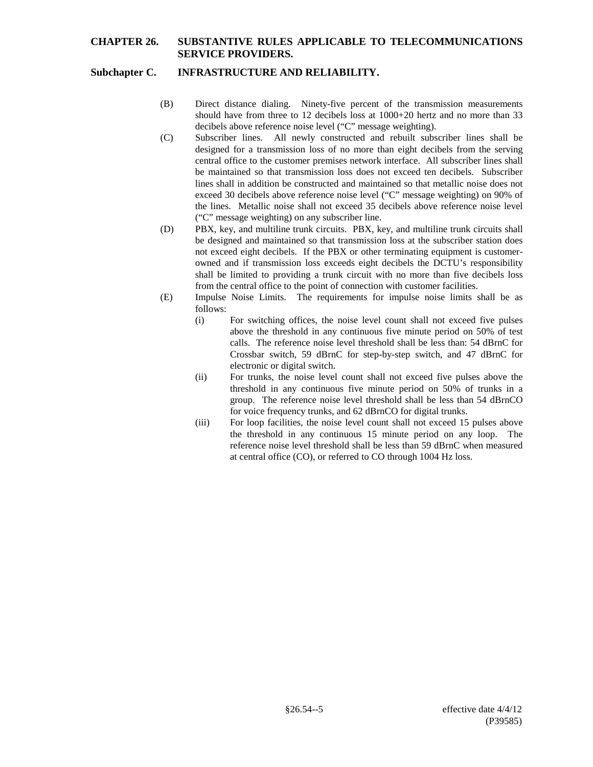(B) Direct distance dialing. Ninety-five percent of the transmission measurements should have from three to 12 decibels loss at 1000+20 hertz and no more than 33 decibels above reference noise level ("C" message weighting).

(C) Subscriber lines. All newly constructed and rebuilt subscriber lines shall be designed for a transmission loss of no more than eight decibels from the serving central office to the customer premises network interface. All subscriber lines shall be maintained so that transmission loss does not exceed ten decibels. Subscriber lines shall in addition be constructed and maintained so that metallic noise does not exceed 30 decibels above reference noise level ("C" message weighting) on 90% of the lines. Metallic noise shall not exceed 35 decibels above reference noise level ("C" message weighting) on any subscriber line.

(D) PBX, key, and multiline trunk circuits. PBX, key, and multiline trunk circuits shall be designed and maintained so that transmission loss at the subscriber station does not exceed eight decibels. If the PBX or other terminating equipment is customer-owned and if transmission loss exceeds eight decibels the DCTU's responsibility shall be limited to providing a trunk circuit with no more than five decibels loss from the central office to the point of connection with customer facilities.

(E) Impulse Noise Limits. The requirements for impulse noise limits shall be as follows:

(i) For switching offices, the noise level count shall not exceed five pulses above the threshold in any continuous five minute period on 50% of test calls. The reference noise level threshold shall be less than: 54 dBrnC for Crossbar switch, 59 dBrnC for step-by-step switch, and 47 dBrnC for electronic or digital switch.

(ii) For trunks, the noise level count shall not exceed five pulses above the threshold in any continuous five minute period on 50% of trunks in a group. The reference noise level threshold shall be less than 54 dBrnCO for voice frequency trunks, and 62 dBrnCO for digital trunks.

(iii) For loop facilities, the noise level count shall not exceed 15 pulses above the threshold in any continuous 15 minute period on any loop. The reference noise level threshold shall be less than 59 dBrnC when measured at central office (CO), or referred to CO through 1004 Hz loss.